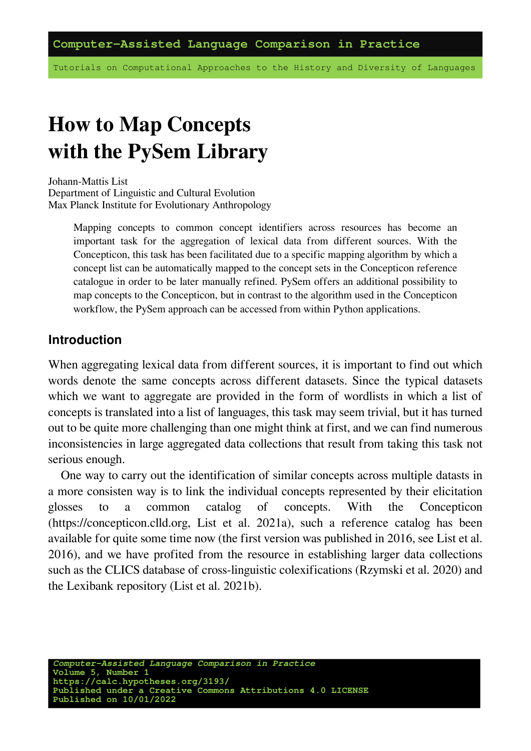Computer-Assisted Language Comparison in Practice

Tutorials on Computational Approaches to the History and Diversity of Languages

# How to Map Concepts with the PySem Library

Johann-Mattis List
Department of Linguistic and Cultural Evolution
Max Planck Institute for Evolutionary Anthropology

> Mapping concepts to common concept identifiers across resources has become an important task for the aggregation of lexical data from different sources. With the Concepticon, this task has been facilitated due to a specific mapping algorithm by which a concept list can be automatically mapped to the concept sets in the Concepticon reference catalogue in order to be later manually refined. PySem offers an additional possibility to map concepts to the Concepticon, but in contrast to the algorithm used in the Concepticon workflow, the PySem approach can be accessed from within Python applications.

## Introduction

When aggregating lexical data from different sources, it is important to find out which words denote the same concepts across different datasets. Since the typical datasets which we want to aggregate are provided in the form of wordlists in which a list of concepts is translated into a list of languages, this task may seem trivial, but it has turned out to be quite more challenging than one might think at first, and we can find numerous inconsistencies in large aggregated data collections that result from taking this task not serious enough.

One way to carry out the identification of similar concepts across multiple datasts in a more consisten way is to link the individual concepts represented by their elicitation glosses to a common catalog of concepts. With the Concepticon (https://concepticon.clld.org, List et al. 2021a), such a reference catalog has been available for quite some time now (the first version was published in 2016, see List et al. 2016), and we have profited from the resource in establishing larger data collections such as the CLICS database of cross-linguistic colexifications (Rzymski et al. 2020) and the Lexibank repository (List et al. 2021b).

*Computer-Assisted Language Comparison in Practice*
Volume 5, Number 1
https://calc.hypotheses.org/3193/
Published under a Creative Commons Attributions 4.0 LICENSE
Published on 10/01/2022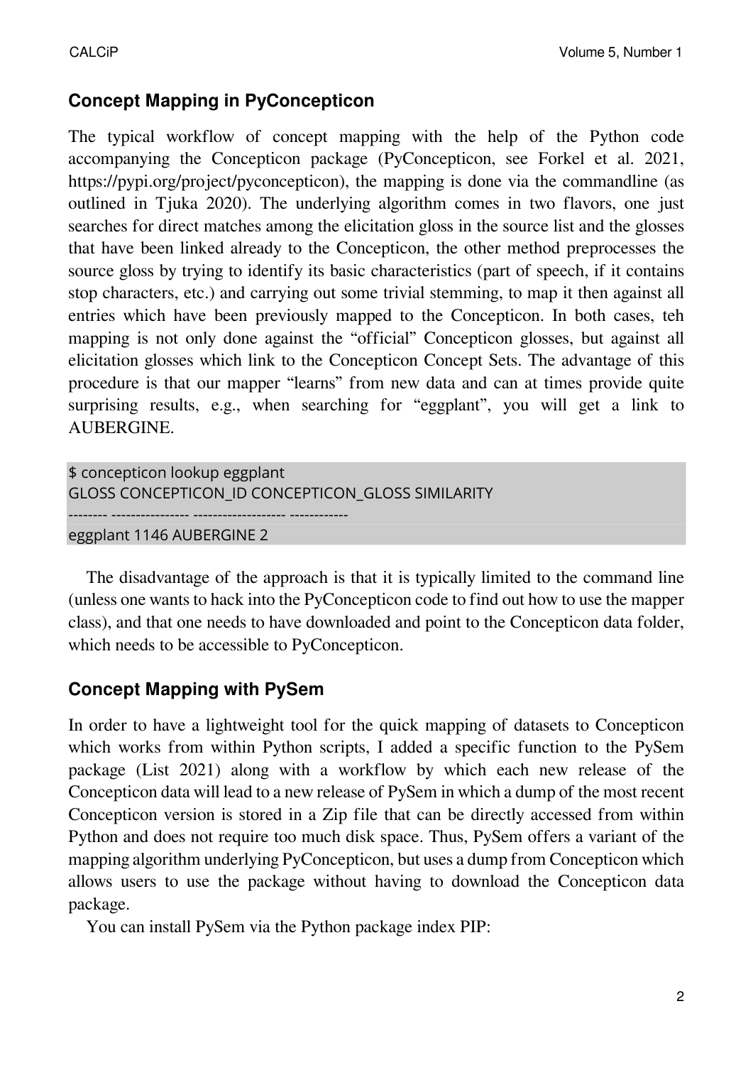## Concept Mapping in PyConcepticon

The typical workflow of concept mapping with the help of the Python code accompanying the Concepticon package (PyConcepticon, see Forkel et al. 2021, https://pypi.org/project/pyconcepticon), the mapping is done via the commandline (as outlined in Tjuka 2020). The underlying algorithm comes in two flavors, one just searches for direct matches among the elicitation gloss in the source list and the glosses that have been linked already to the Concepticon, the other method preprocesses the source gloss by trying to identify its basic characteristics (part of speech, if it contains stop characters, etc.) and carrying out some trivial stemming, to map it then against all entries which have been previously mapped to the Concepticon. In both cases, teh mapping is not only done against the "official" Concepticon glosses, but against all elicitation glosses which link to the Concepticon Concept Sets. The advantage of this procedure is that our mapper "learns" from new data and can at times provide quite surprising results, e.g., when searching for "eggplant", you will get a link to AUBERGINE.

```
$ concepticon lookup eggplant
GLOSS CONCEPTICON_ID CONCEPTICON_GLOSS SIMILARITY
-------- ---------------- ------------------- ------------
eggplant 1146 AUBERGINE 2
```

The disadvantage of the approach is that it is typically limited to the command line (unless one wants to hack into the PyConcepticon code to find out how to use the mapper class), and that one needs to have downloaded and point to the Concepticon data folder, which needs to be accessible to PyConcepticon.

## Concept Mapping with PySem

In order to have a lightweight tool for the quick mapping of datasets to Concepticon which works from within Python scripts, I added a specific function to the PySem package (List 2021) along with a workflow by which each new release of the Concepticon data will lead to a new release of PySem in which a dump of the most recent Concepticon version is stored in a Zip file that can be directly accessed from within Python and does not require too much disk space. Thus, PySem offers a variant of the mapping algorithm underlying PyConcepticon, but uses a dump from Concepticon which allows users to use the package without having to download the Concepticon data package.

You can install PySem via the Python package index PIP: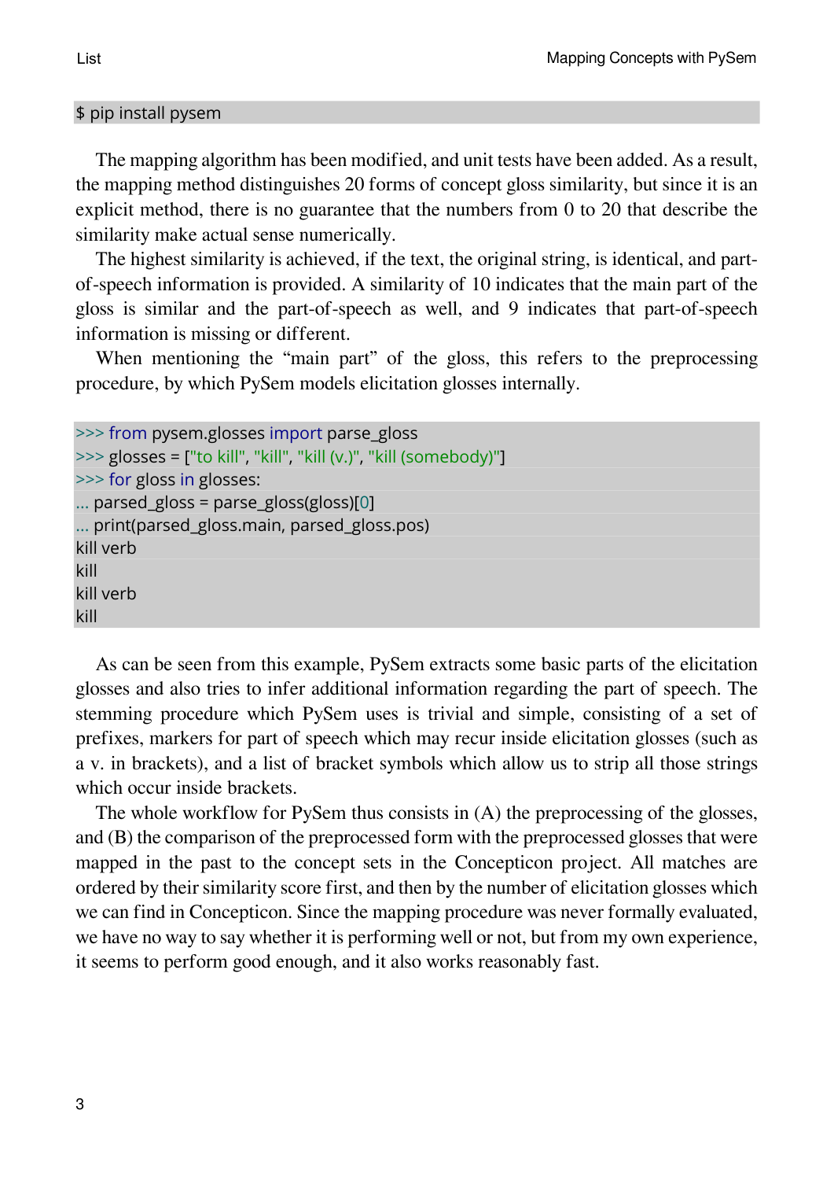```
$ pip install pysem
```

The mapping algorithm has been modified, and unit tests have been added. As a result, the mapping method distinguishes 20 forms of concept gloss similarity, but since it is an explicit method, there is no guarantee that the numbers from 0 to 20 that describe the similarity make actual sense numerically.

The highest similarity is achieved, if the text, the original string, is identical, and part-of-speech information is provided. A similarity of 10 indicates that the main part of the gloss is similar and the part-of-speech as well, and 9 indicates that part-of-speech information is missing or different.

When mentioning the "main part" of the gloss, this refers to the preprocessing procedure, by which PySem models elicitation glosses internally.

```
>>> from pysem.glosses import parse_gloss
>>> glosses = ["to kill", "kill", "kill (v.)", "kill (somebody)"]
>>> for gloss in glosses:
... parsed_gloss = parse_gloss(gloss)[0]
... print(parsed_gloss.main, parsed_gloss.pos)
kill verb
kill
kill verb
kill
```

As can be seen from this example, PySem extracts some basic parts of the elicitation glosses and also tries to infer additional information regarding the part of speech. The stemming procedure which PySem uses is trivial and simple, consisting of a set of prefixes, markers for part of speech which may recur inside elicitation glosses (such as a v. in brackets), and a list of bracket symbols which allow us to strip all those strings which occur inside brackets.

The whole workflow for PySem thus consists in (A) the preprocessing of the glosses, and (B) the comparison of the preprocessed form with the preprocessed glosses that were mapped in the past to the concept sets in the Concepticon project. All matches are ordered by their similarity score first, and then by the number of elicitation glosses which we can find in Concepticon. Since the mapping procedure was never formally evaluated, we have no way to say whether it is performing well or not, but from my own experience, it seems to perform good enough, and it also works reasonably fast.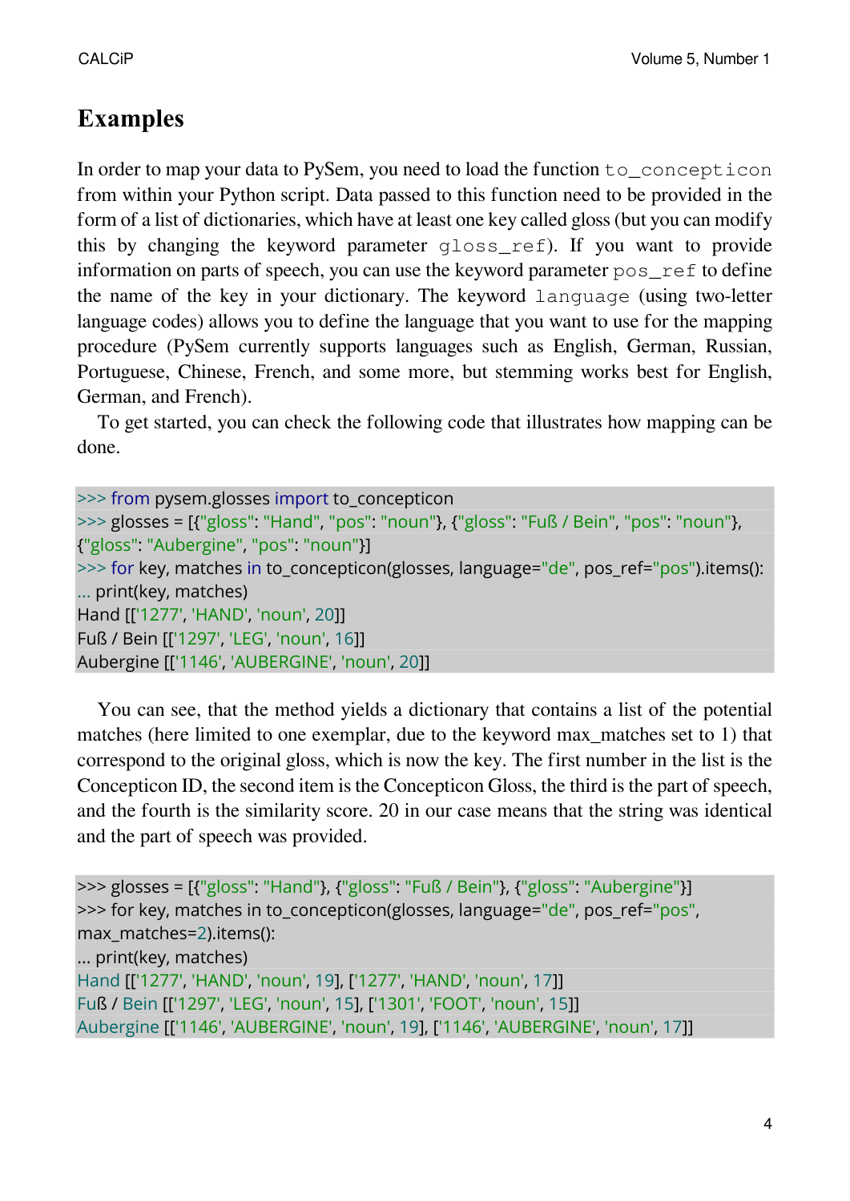# Examples

In order to map your data to PySem, you need to load the function `to_concepticon` from within your Python script. Data passed to this function need to be provided in the form of a list of dictionaries, which have at least one key called gloss (but you can modify this by changing the keyword parameter `gloss_ref`). If you want to provide information on parts of speech, you can use the keyword parameter `pos_ref` to define the name of the key in your dictionary. The keyword `language` (using two-letter language codes) allows you to define the language that you want to use for the mapping procedure (PySem currently supports languages such as English, German, Russian, Portuguese, Chinese, French, and some more, but stemming works best for English, German, and French).

To get started, you can check the following code that illustrates how mapping can be done.

```
>>> from pysem.glosses import to_concepticon
>>> glosses = [{"gloss": "Hand", "pos": "noun"}, {"gloss": "Fuß / Bein", "pos": "noun"},
{"gloss": "Aubergine", "pos": "noun"}]
>>> for key, matches in to_concepticon(glosses, language="de", pos_ref="pos").items():
... print(key, matches)
Hand [['1277', 'HAND', 'noun', 20]]
Fuß / Bein [['1297', 'LEG', 'noun', 16]]
Aubergine [['1146', 'AUBERGINE', 'noun', 20]]
```

You can see, that the method yields a dictionary that contains a list of the potential matches (here limited to one exemplar, due to the keyword max_matches set to 1) that correspond to the original gloss, which is now the key. The first number in the list is the Concepticon ID, the second item is the Concepticon Gloss, the third is the part of speech, and the fourth is the similarity score. 20 in our case means that the string was identical and the part of speech was provided.

```
>>> glosses = [{"gloss": "Hand"}, {"gloss": "Fuß / Bein"}, {"gloss": "Aubergine"}]
>>> for key, matches in to_concepticon(glosses, language="de", pos_ref="pos",
max_matches=2).items():
... print(key, matches)
Hand [['1277', 'HAND', 'noun', 19], ['1277', 'HAND', 'noun', 17]]
Fuß / Bein [['1297', 'LEG', 'noun', 15], ['1301', 'FOOT', 'noun', 15]]
Aubergine [['1146', 'AUBERGINE', 'noun', 19], ['1146', 'AUBERGINE', 'noun', 17]]
```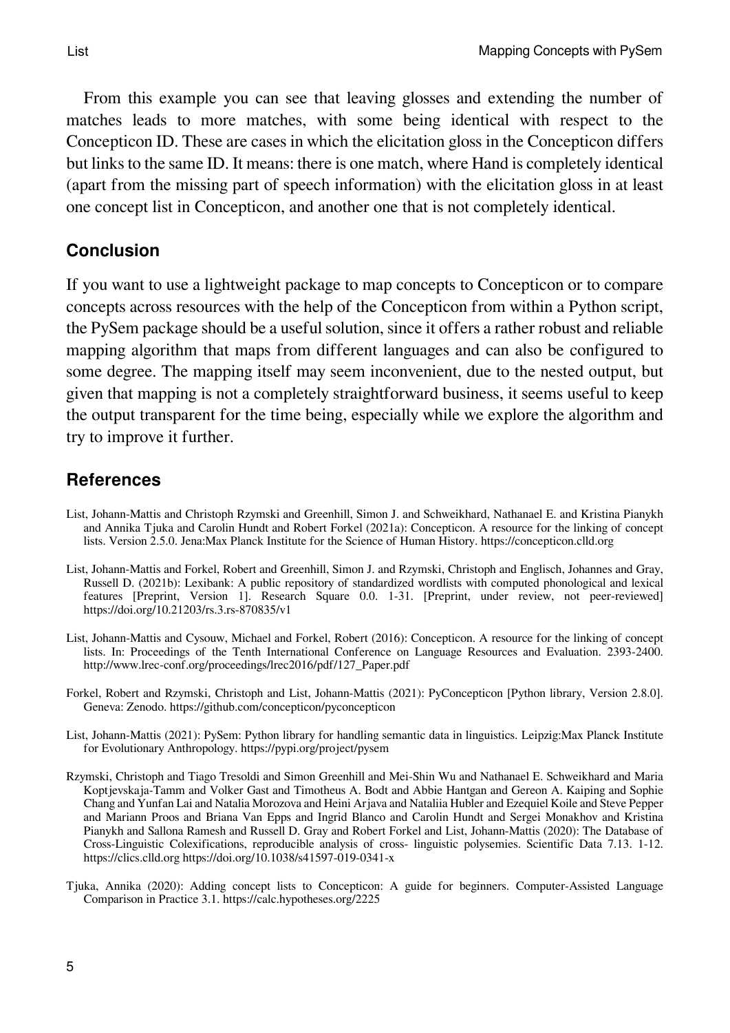From this example you can see that leaving glosses and extending the number of matches leads to more matches, with some being identical with respect to the Concepticon ID. These are cases in which the elicitation gloss in the Concepticon differs but links to the same ID. It means: there is one match, where Hand is completely identical (apart from the missing part of speech information) with the elicitation gloss in at least one concept list in Concepticon, and another one that is not completely identical.

## Conclusion

If you want to use a lightweight package to map concepts to Concepticon or to compare concepts across resources with the help of the Concepticon from within a Python script, the PySem package should be a useful solution, since it offers a rather robust and reliable mapping algorithm that maps from different languages and can also be configured to some degree. The mapping itself may seem inconvenient, due to the nested output, but given that mapping is not a completely straightforward business, it seems useful to keep the output transparent for the time being, especially while we explore the algorithm and try to improve it further.

## References

List, Johann-Mattis and Christoph Rzymski and Greenhill, Simon J. and Schweikhard, Nathanael E. and Kristina Pianykh and Annika Tjuka and Carolin Hundt and Robert Forkel (2021a): Concepticon. A resource for the linking of concept lists. Version 2.5.0. Jena:Max Planck Institute for the Science of Human History. https://concepticon.clld.org

List, Johann-Mattis and Forkel, Robert and Greenhill, Simon J. and Rzymski, Christoph and Englisch, Johannes and Gray, Russell D. (2021b): Lexibank: A public repository of standardized wordlists with computed phonological and lexical features [Preprint, Version 1]. Research Square 0.0. 1-31. [Preprint, under review, not peer-reviewed] https://doi.org/10.21203/rs.3.rs-870835/v1

List, Johann-Mattis and Cysouw, Michael and Forkel, Robert (2016): Concepticon. A resource for the linking of concept lists. In: Proceedings of the Tenth International Conference on Language Resources and Evaluation. 2393-2400. http://www.lrec-conf.org/proceedings/lrec2016/pdf/127_Paper.pdf

Forkel, Robert and Rzymski, Christoph and List, Johann-Mattis (2021): PyConcepticon [Python library, Version 2.8.0]. Geneva: Zenodo. https://github.com/concepticon/pyconcepticon

List, Johann-Mattis (2021): PySem: Python library for handling semantic data in linguistics. Leipzig:Max Planck Institute for Evolutionary Anthropology. https://pypi.org/project/pysem

Rzymski, Christoph and Tiago Tresoldi and Simon Greenhill and Mei-Shin Wu and Nathanael E. Schweikhard and Maria Koptjevskaja-Tamm and Volker Gast and Timotheus A. Bodt and Abbie Hantgan and Gereon A. Kaiping and Sophie Chang and Yunfan Lai and Natalia Morozova and Heini Arjava and Nataliia Hubler and Ezequiel Koile and Steve Pepper and Mariann Proos and Briana Van Epps and Ingrid Blanco and Carolin Hundt and Sergei Monakhov and Kristina Pianykh and Sallona Ramesh and Russell D. Gray and Robert Forkel and List, Johann-Mattis (2020): The Database of Cross-Linguistic Colexifications, reproducible analysis of cross- linguistic polysemies. Scientific Data 7.13. 1-12. https://clics.clld.org https://doi.org/10.1038/s41597-019-0341-x

Tjuka, Annika (2020): Adding concept lists to Concepticon: A guide for beginners. Computer-Assisted Language Comparison in Practice 3.1. https://calc.hypotheses.org/2225